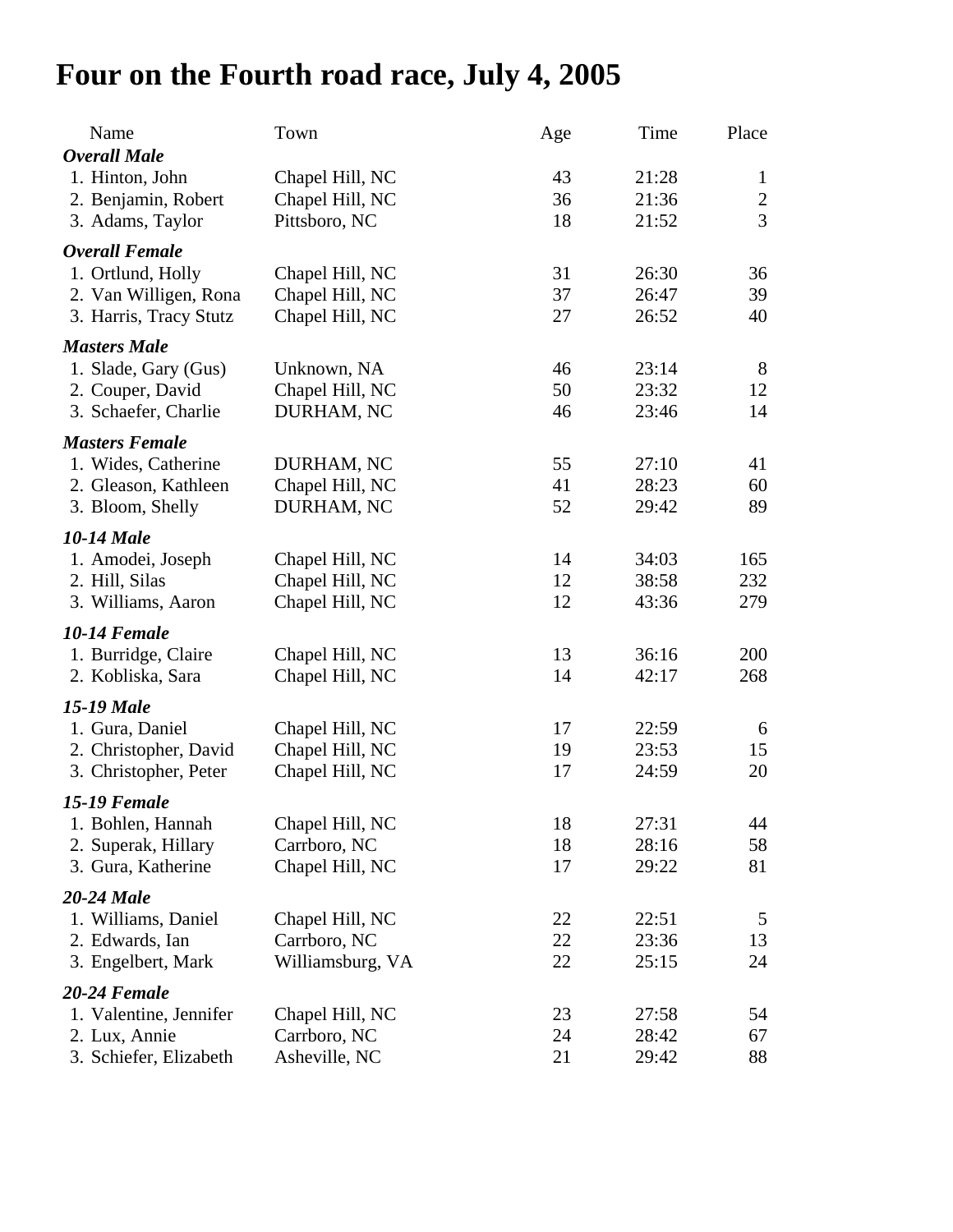# Four on the Fourth road race, July 4, 2005

| Name | Town | Age | Time | Place |
|---|---|---|---|---|
| ***Overall Male*** | | | | |
| 1. Hinton, John | Chapel Hill, NC | 43 | 21:28 | 1 |
| 2. Benjamin, Robert | Chapel Hill, NC | 36 | 21:36 | 2 |
| 3. Adams, Taylor | Pittsboro, NC | 18 | 21:52 | 3 |
| ***Overall Female*** | | | | |
| 1. Ortlund, Holly | Chapel Hill, NC | 31 | 26:30 | 36 |
| 2. Van Willigen, Rona | Chapel Hill, NC | 37 | 26:47 | 39 |
| 3. Harris, Tracy Stutz | Chapel Hill, NC | 27 | 26:52 | 40 |
| ***Masters Male*** | | | | |
| 1. Slade, Gary (Gus) | Unknown, NA | 46 | 23:14 | 8 |
| 2. Couper, David | Chapel Hill, NC | 50 | 23:32 | 12 |
| 3. Schaefer, Charlie | DURHAM, NC | 46 | 23:46 | 14 |
| ***Masters Female*** | | | | |
| 1. Wides, Catherine | DURHAM, NC | 55 | 27:10 | 41 |
| 2. Gleason, Kathleen | Chapel Hill, NC | 41 | 28:23 | 60 |
| 3. Bloom, Shelly | DURHAM, NC | 52 | 29:42 | 89 |
| ***10-14 Male*** | | | | |
| 1. Amodei, Joseph | Chapel Hill, NC | 14 | 34:03 | 165 |
| 2. Hill, Silas | Chapel Hill, NC | 12 | 38:58 | 232 |
| 3. Williams, Aaron | Chapel Hill, NC | 12 | 43:36 | 279 |
| ***10-14 Female*** | | | | |
| 1. Burridge, Claire | Chapel Hill, NC | 13 | 36:16 | 200 |
| 2. Kobliska, Sara | Chapel Hill, NC | 14 | 42:17 | 268 |
| ***15-19 Male*** | | | | |
| 1. Gura, Daniel | Chapel Hill, NC | 17 | 22:59 | 6 |
| 2. Christopher, David | Chapel Hill, NC | 19 | 23:53 | 15 |
| 3. Christopher, Peter | Chapel Hill, NC | 17 | 24:59 | 20 |
| ***15-19 Female*** | | | | |
| 1. Bohlen, Hannah | Chapel Hill, NC | 18 | 27:31 | 44 |
| 2. Superak, Hillary | Carrboro, NC | 18 | 28:16 | 58 |
| 3. Gura, Katherine | Chapel Hill, NC | 17 | 29:22 | 81 |
| ***20-24 Male*** | | | | |
| 1. Williams, Daniel | Chapel Hill, NC | 22 | 22:51 | 5 |
| 2. Edwards, Ian | Carrboro, NC | 22 | 23:36 | 13 |
| 3. Engelbert, Mark | Williamsburg, VA | 22 | 25:15 | 24 |
| ***20-24 Female*** | | | | |
| 1. Valentine, Jennifer | Chapel Hill, NC | 23 | 27:58 | 54 |
| 2. Lux, Annie | Carrboro, NC | 24 | 28:42 | 67 |
| 3. Schiefer, Elizabeth | Asheville, NC | 21 | 29:42 | 88 |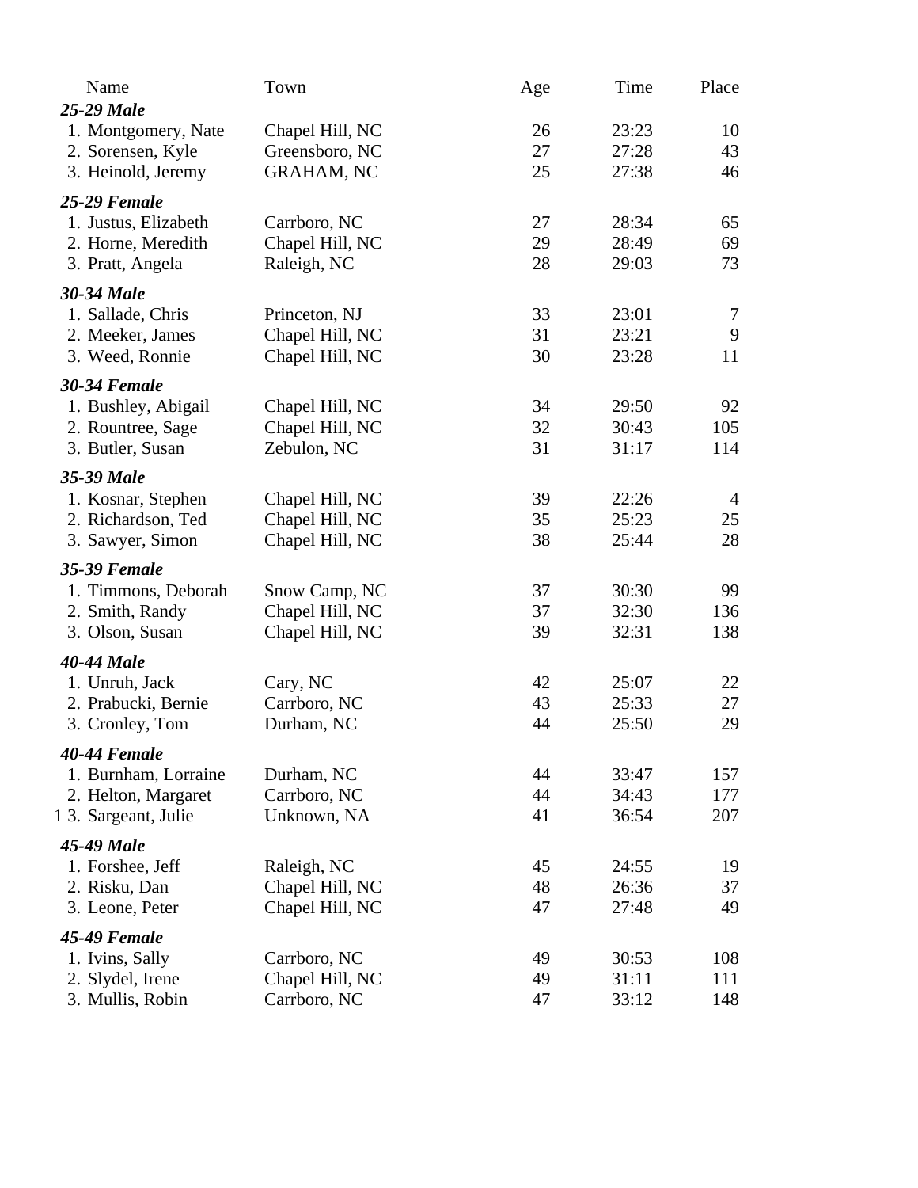| Name | Town | Age | Time | Place |
|---|---|---|---|---|
| ***25-29 Male*** | | | | |
| 1. Montgomery, Nate | Chapel Hill, NC | 26 | 23:23 | 10 |
| 2. Sorensen, Kyle | Greensboro, NC | 27 | 27:28 | 43 |
| 3. Heinold, Jeremy | GRAHAM, NC | 25 | 27:38 | 46 |
| ***25-29 Female*** | | | | |
| 1. Justus, Elizabeth | Carrboro, NC | 27 | 28:34 | 65 |
| 2. Horne, Meredith | Chapel Hill, NC | 29 | 28:49 | 69 |
| 3. Pratt, Angela | Raleigh, NC | 28 | 29:03 | 73 |
| ***30-34 Male*** | | | | |
| 1. Sallade, Chris | Princeton, NJ | 33 | 23:01 | 7 |
| 2. Meeker, James | Chapel Hill, NC | 31 | 23:21 | 9 |
| 3. Weed, Ronnie | Chapel Hill, NC | 30 | 23:28 | 11 |
| ***30-34 Female*** | | | | |
| 1. Bushley, Abigail | Chapel Hill, NC | 34 | 29:50 | 92 |
| 2. Rountree, Sage | Chapel Hill, NC | 32 | 30:43 | 105 |
| 3. Butler, Susan | Zebulon, NC | 31 | 31:17 | 114 |
| ***35-39 Male*** | | | | |
| 1. Kosnar, Stephen | Chapel Hill, NC | 39 | 22:26 | 4 |
| 2. Richardson, Ted | Chapel Hill, NC | 35 | 25:23 | 25 |
| 3. Sawyer, Simon | Chapel Hill, NC | 38 | 25:44 | 28 |
| ***35-39 Female*** | | | | |
| 1. Timmons, Deborah | Snow Camp, NC | 37 | 30:30 | 99 |
| 2. Smith, Randy | Chapel Hill, NC | 37 | 32:30 | 136 |
| 3. Olson, Susan | Chapel Hill, NC | 39 | 32:31 | 138 |
| ***40-44 Male*** | | | | |
| 1. Unruh, Jack | Cary, NC | 42 | 25:07 | 22 |
| 2. Prabucki, Bernie | Carrboro, NC | 43 | 25:33 | 27 |
| 3. Cronley, Tom | Durham, NC | 44 | 25:50 | 29 |
| ***40-44 Female*** | | | | |
| 1. Burnham, Lorraine | Durham, NC | 44 | 33:47 | 157 |
| 2. Helton, Margaret | Carrboro, NC | 44 | 34:43 | 177 |
| 1 3. Sargeant, Julie | Unknown, NA | 41 | 36:54 | 207 |
| ***45-49 Male*** | | | | |
| 1. Forshee, Jeff | Raleigh, NC | 45 | 24:55 | 19 |
| 2. Risku, Dan | Chapel Hill, NC | 48 | 26:36 | 37 |
| 3. Leone, Peter | Chapel Hill, NC | 47 | 27:48 | 49 |
| ***45-49 Female*** | | | | |
| 1. Ivins, Sally | Carrboro, NC | 49 | 30:53 | 108 |
| 2. Slydel, Irene | Chapel Hill, NC | 49 | 31:11 | 111 |
| 3. Mullis, Robin | Carrboro, NC | 47 | 33:12 | 148 |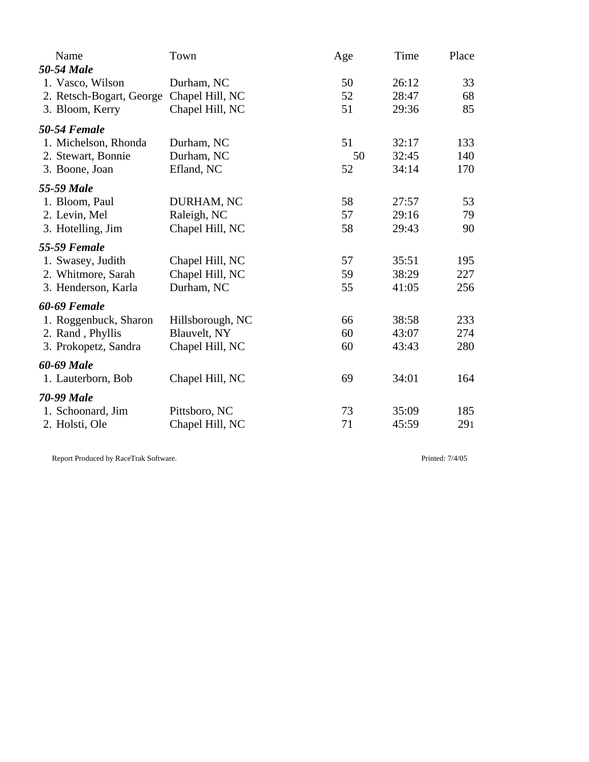| Name | Town | Age | Time | Place |
|---|---|---|---|---|
| ***50-54 Male*** | | | | |
| 1. Vasco, Wilson | Durham, NC | 50 | 26:12 | 33 |
| 2. Retsch-Bogart, George | Chapel Hill, NC | 52 | 28:47 | 68 |
| 3. Bloom, Kerry | Chapel Hill, NC | 51 | 29:36 | 85 |
| ***50-54 Female*** | | | | |
| 1. Michelson, Rhonda | Durham, NC | 51 | 32:17 | 133 |
| 2. Stewart, Bonnie | Durham, NC | 50 | 32:45 | 140 |
| 3. Boone, Joan | Efland, NC | 52 | 34:14 | 170 |
| ***55-59 Male*** | | | | |
| 1. Bloom, Paul | DURHAM, NC | 58 | 27:57 | 53 |
| 2. Levin, Mel | Raleigh, NC | 57 | 29:16 | 79 |
| 3. Hotelling, Jim | Chapel Hill, NC | 58 | 29:43 | 90 |
| ***55-59 Female*** | | | | |
| 1. Swasey, Judith | Chapel Hill, NC | 57 | 35:51 | 195 |
| 2. Whitmore, Sarah | Chapel Hill, NC | 59 | 38:29 | 227 |
| 3. Henderson, Karla | Durham, NC | 55 | 41:05 | 256 |
| ***60-69 Female*** | | | | |
| 1. Roggenbuck, Sharon | Hillsborough, NC | 66 | 38:58 | 233 |
| 2. Rand , Phyllis | Blauvelt, NY | 60 | 43:07 | 274 |
| 3. Prokopetz, Sandra | Chapel Hill, NC | 60 | 43:43 | 280 |
| ***60-69 Male*** | | | | |
| 1. Lauterborn, Bob | Chapel Hill, NC | 69 | 34:01 | 164 |
| ***70-99 Male*** | | | | |
| 1. Schoonard, Jim | Pittsboro, NC | 73 | 35:09 | 185 |
| 2. Holsti, Ole | Chapel Hill, NC | 71 | 45:59 | 291 |

Report Produced by RaceTrak Software. Printed: 7/4/05